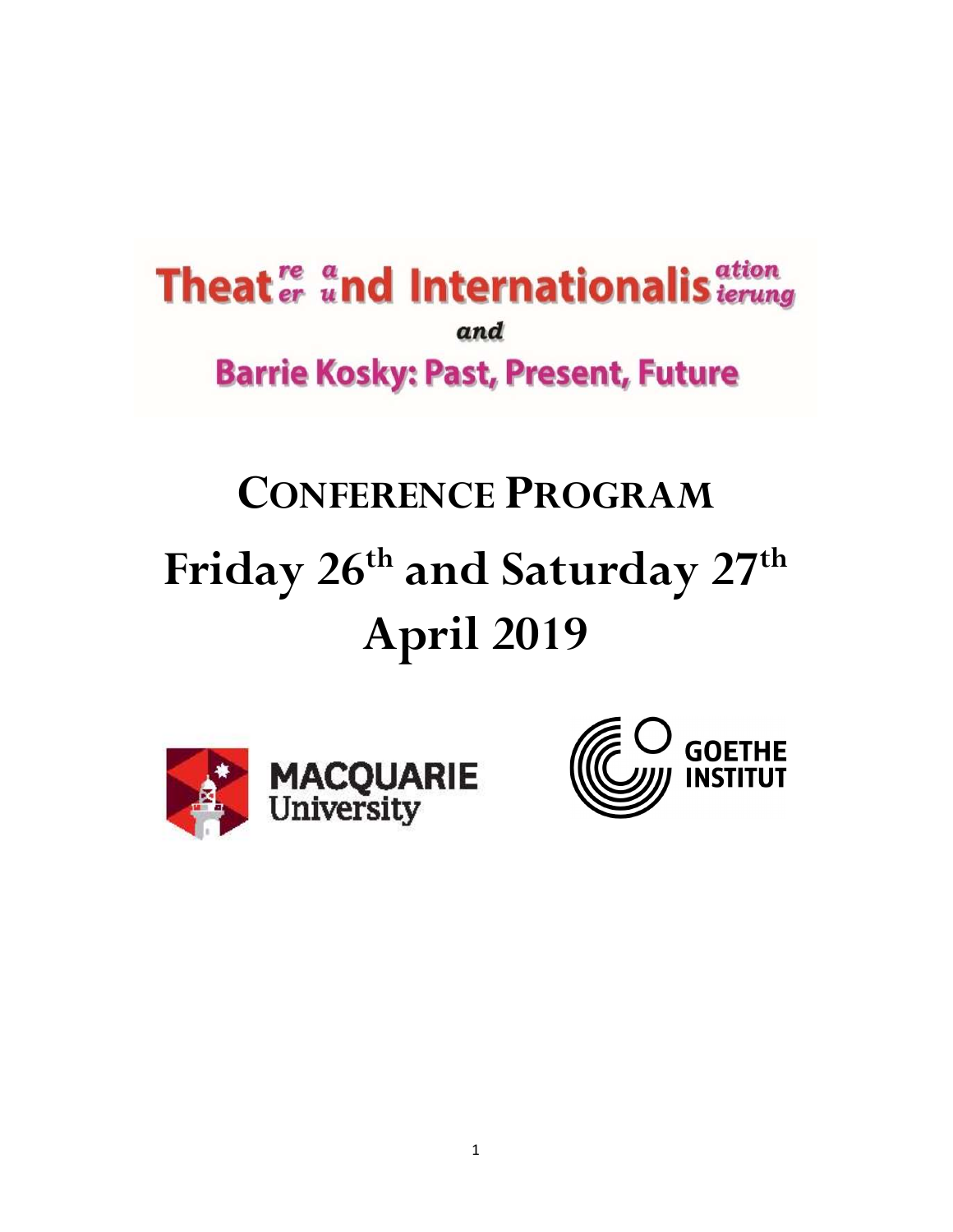# Theat^re/er a/und Internationalis^ation/ierung

*and*

## Barrie Kosky: Past, Present, Future

# CONFERENCE PROGRAM

# Friday 26th and Saturday 27th April 2019

MACQUARIE University

GOETHE INSTITUT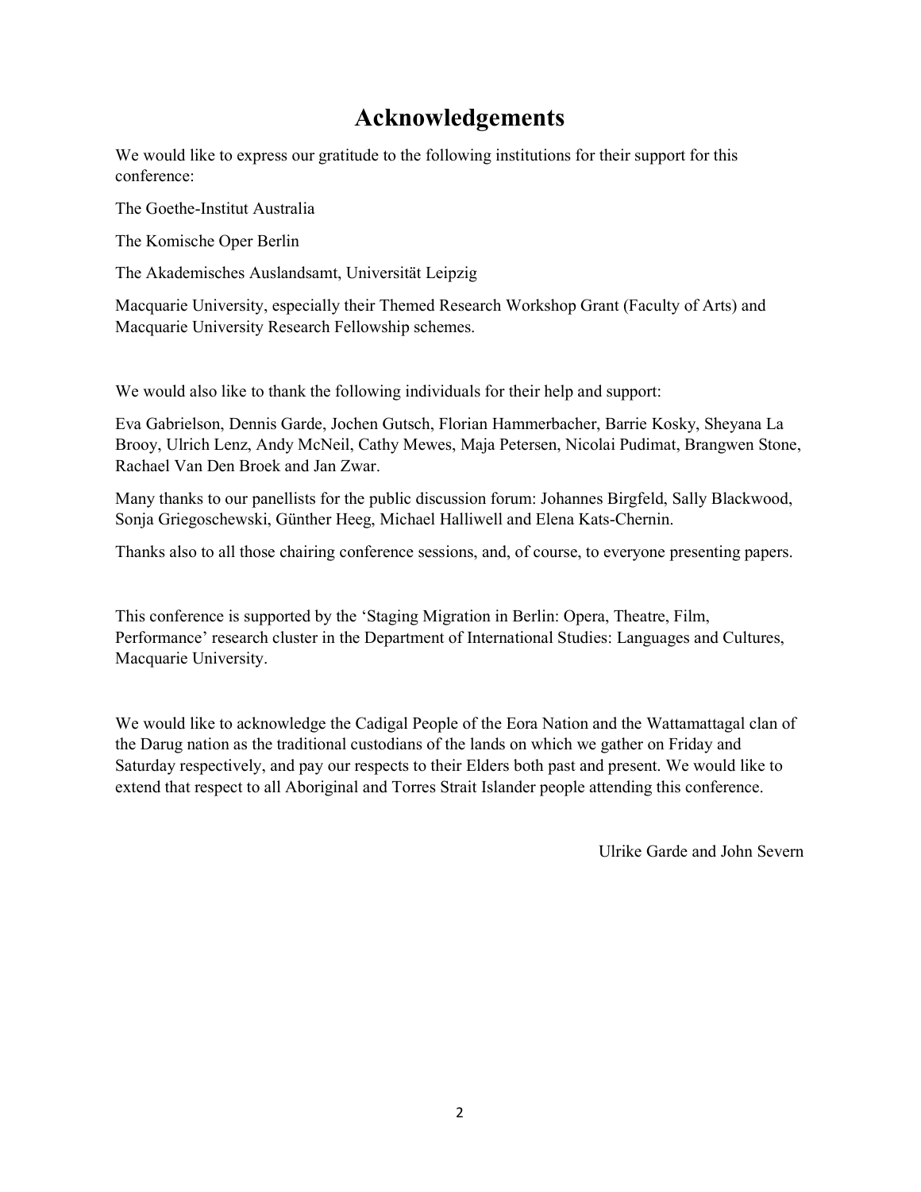# Acknowledgements

We would like to express our gratitude to the following institutions for their support for this conference:

The Goethe-Institut Australia

The Komische Oper Berlin

The Akademisches Auslandsamt, Universität Leipzig

Macquarie University, especially their Themed Research Workshop Grant (Faculty of Arts) and Macquarie University Research Fellowship schemes.

We would also like to thank the following individuals for their help and support:

Eva Gabrielson, Dennis Garde, Jochen Gutsch, Florian Hammerbacher, Barrie Kosky, Sheyana La Brooy, Ulrich Lenz, Andy McNeil, Cathy Mewes, Maja Petersen, Nicolai Pudimat, Brangwen Stone, Rachael Van Den Broek and Jan Zwar.

Many thanks to our panellists for the public discussion forum: Johannes Birgfeld, Sally Blackwood, Sonja Griegoschewski, Günther Heeg, Michael Halliwell and Elena Kats-Chernin.

Thanks also to all those chairing conference sessions, and, of course, to everyone presenting papers.

This conference is supported by the 'Staging Migration in Berlin: Opera, Theatre, Film, Performance' research cluster in the Department of International Studies: Languages and Cultures, Macquarie University.

We would like to acknowledge the Cadigal People of the Eora Nation and the Wattamattagal clan of the Darug nation as the traditional custodians of the lands on which we gather on Friday and Saturday respectively, and pay our respects to their Elders both past and present. We would like to extend that respect to all Aboriginal and Torres Strait Islander people attending this conference.

Ulrike Garde and John Severn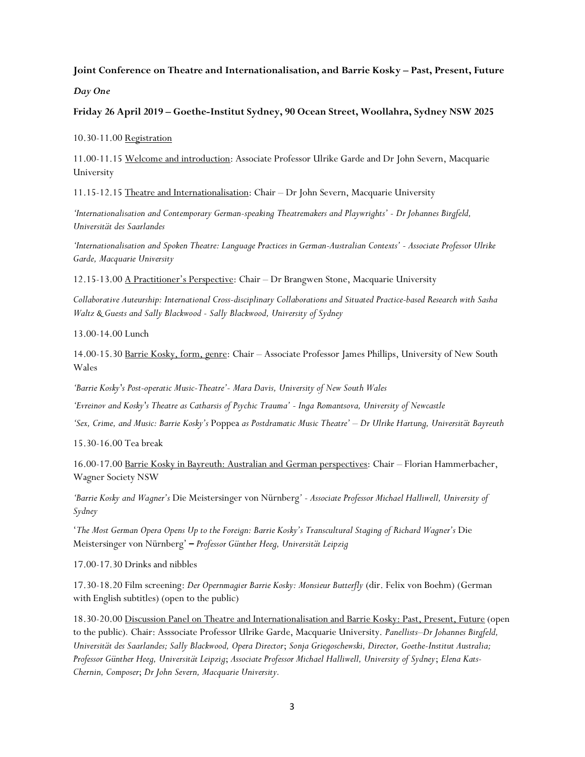**Joint Conference on Theatre and Internationalisation, and Barrie Kosky – Past, Present, Future**

***Day One***

**Friday 26 April 2019 – Goethe-Institut Sydney, 90 Ocean Street, Woollahra, Sydney NSW 2025**

10.30-11.00 Registration

11.00-11.15 Welcome and introduction: Associate Professor Ulrike Garde and Dr John Severn, Macquarie University

11.15-12.15 Theatre and Internationalisation: Chair – Dr John Severn, Macquarie University

*'Internationalisation and Contemporary German-speaking Theatremakers and Playwrights' - Dr Johannes Birgfeld, Universität des Saarlandes*

*'Internationalisation and Spoken Theatre: Language Practices in German-Australian Contexts' - Associate Professor Ulrike Garde, Macquarie University*

12.15-13.00 A Practitioner's Perspective: Chair – Dr Brangwen Stone, Macquarie University

*Collaborative Auteurship: International Cross-disciplinary Collaborations and Situated Practice-based Research with Sasha Waltz & Guests and Sally Blackwood - Sally Blackwood, University of Sydney*

13.00-14.00 Lunch

14.00-15.30 Barrie Kosky, form, genre: Chair – Associate Professor James Phillips, University of New South Wales

*'Barrie Kosky's Post-operatic Music-Theatre'- Mara Davis, University of New South Wales*

*'Evreinov and Kosky's Theatre as Catharsis of Psychic Trauma' - Inga Romantsova, University of Newcastle*

*'Sex, Crime, and Music: Barrie Kosky's* Poppea *as Postdramatic Music Theatre' – Dr Ulrike Hartung, Universität Bayreuth*

15.30-16.00 Tea break

16.00-17.00 Barrie Kosky in Bayreuth: Australian and German perspectives: Chair – Florian Hammerbacher, Wagner Society NSW

*'Barrie Kosky and Wagner's* Die Meistersinger von Nürnberg*' - Associate Professor Michael Halliwell, University of Sydney*

'*The Most German Opera Opens Up to the Foreign: Barrie Kosky's Transcultural Staging of Richard Wagner's* Die Meistersinger von Nürnberg' **–** *Professor Günther Heeg, Universität Leipzig*

17.00-17.30 Drinks and nibbles

17.30-18.20 Film screening: *Der Opernmagier Barrie Kosky: Monsieur Butterfly* (dir. Felix von Boehm) (German with English subtitles) (open to the public)

18.30-20.00 Discussion Panel on Theatre and Internationalisation and Barrie Kosky: Past, Present, Future (open to the public). Chair: Asssociate Professor Ulrike Garde, Macquarie University. *Panellists–Dr Johannes Birgfeld, Universität des Saarlandes; Sally Blackwood, Opera Director*; *Sonja Griegoschewski, Director, Goethe-Institut Australia; Professor Günther Heeg, Universität Leipzig*; *Associate Professor Michael Halliwell, University of Sydney*; *Elena Kats-Chernin, Composer*; *Dr John Severn, Macquarie University.*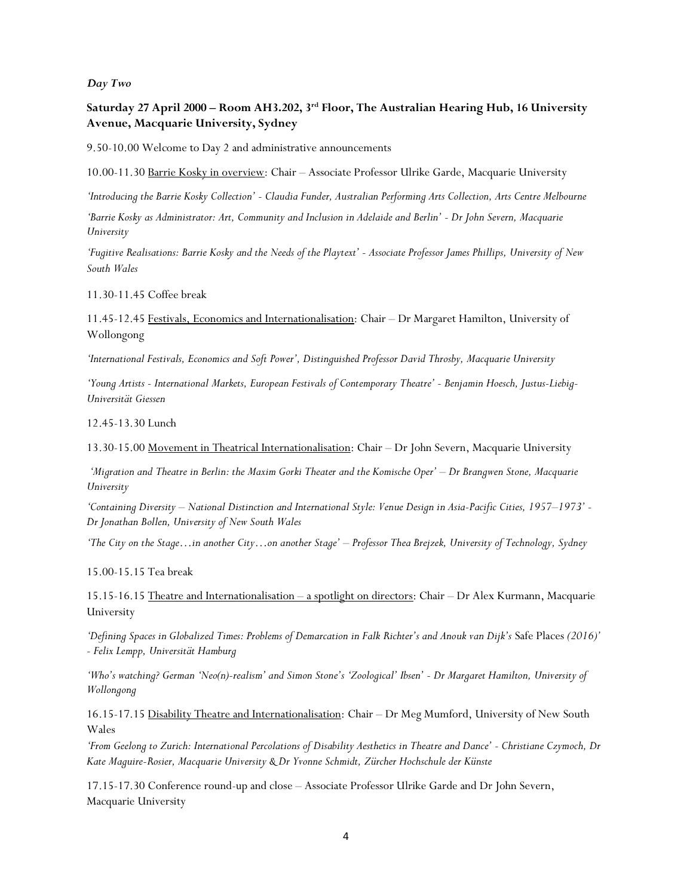***Day Two***

**Saturday 27 April 2000 – Room AH3.202, 3rd Floor, The Australian Hearing Hub, 16 University Avenue, Macquarie University, Sydney**

9.50-10.00 Welcome to Day 2 and administrative announcements

10.00-11.30 Barrie Kosky in overview: Chair – Associate Professor Ulrike Garde, Macquarie University

*'Introducing the Barrie Kosky Collection' - Claudia Funder, Australian Performing Arts Collection, Arts Centre Melbourne*

*'Barrie Kosky as Administrator: Art, Community and Inclusion in Adelaide and Berlin' - Dr John Severn, Macquarie University*

*'Fugitive Realisations: Barrie Kosky and the Needs of the Playtext' - Associate Professor James Phillips, University of New South Wales*

11.30-11.45 Coffee break

11.45-12.45 Festivals, Economics and Internationalisation: Chair – Dr Margaret Hamilton, University of Wollongong

*'International Festivals, Economics and Soft Power', Distinguished Professor David Throsby, Macquarie University*

*'Young Artists - International Markets, European Festivals of Contemporary Theatre' - Benjamin Hoesch, Justus-Liebig-Universität Giessen*

12.45-13.30 Lunch

13.30-15.00 Movement in Theatrical Internationalisation: Chair – Dr John Severn, Macquarie University

*'Migration and Theatre in Berlin: the Maxim Gorki Theater and the Komische Oper' – Dr Brangwen Stone, Macquarie University*

*'Containing Diversity – National Distinction and International Style: Venue Design in Asia-Pacific Cities, 1957–1973' - Dr Jonathan Bollen, University of New South Wales*

*'The City on the Stage…in another City…on another Stage' – Professor Thea Brejzek, University of Technology, Sydney*

15.00-15.15 Tea break

15.15-16.15 Theatre and Internationalisation – a spotlight on directors: Chair – Dr Alex Kurmann, Macquarie University

*'Defining Spaces in Globalized Times: Problems of Demarcation in Falk Richter's and Anouk van Dijk's* Safe Places *(2016)' - Felix Lempp, Universität Hamburg*

*'Who's watching? German 'Neo(n)-realism' and Simon Stone's 'Zoological' Ibsen' - Dr Margaret Hamilton, University of Wollongong*

16.15-17.15 Disability Theatre and Internationalisation: Chair – Dr Meg Mumford, University of New South Wales

*'From Geelong to Zurich: International Percolations of Disability Aesthetics in Theatre and Dance' - Christiane Czymoch, Dr Kate Maguire-Rosier, Macquarie University & Dr Yvonne Schmidt, Zürcher Hochschule der Künste*

17.15-17.30 Conference round-up and close – Associate Professor Ulrike Garde and Dr John Severn, Macquarie University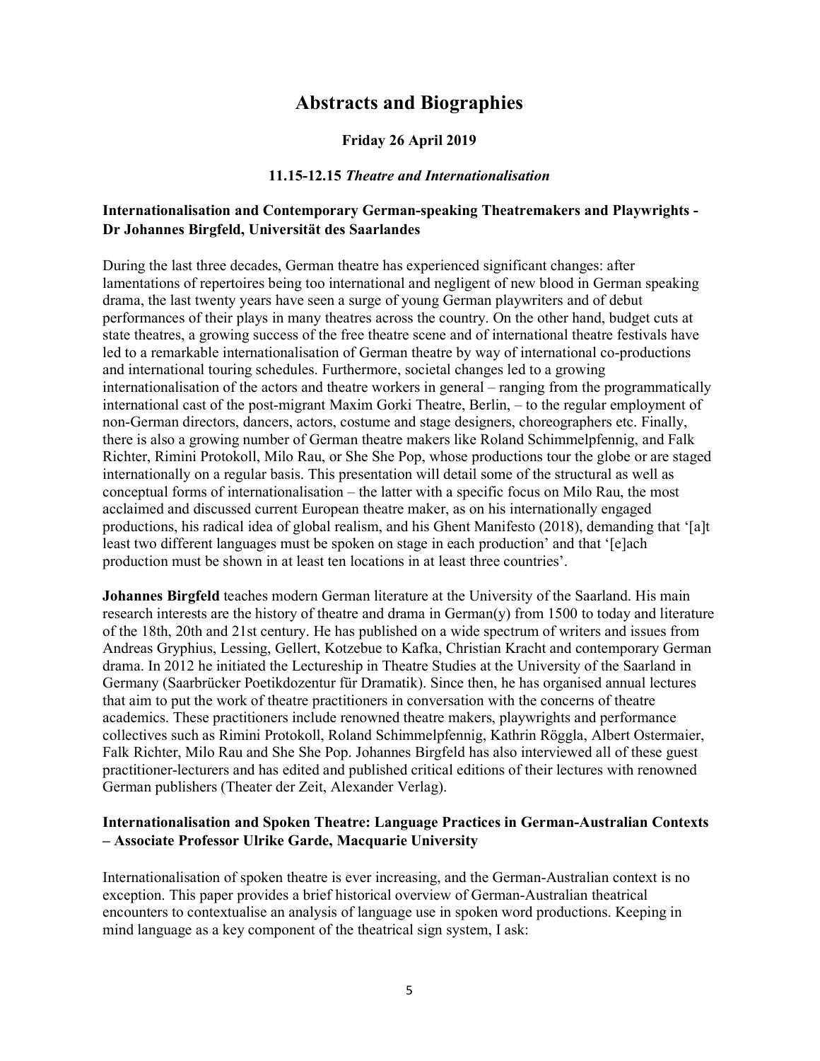# Abstracts and Biographies

**Friday 26 April 2019**

**11.15-12.15** ***Theatre and Internationalisation***

### Internationalisation and Contemporary German-speaking Theatremakers and Playwrights - Dr Johannes Birgfeld, Universität des Saarlandes

During the last three decades, German theatre has experienced significant changes: after lamentations of repertoires being too international and negligent of new blood in German speaking drama, the last twenty years have seen a surge of young German playwriters and of debut performances of their plays in many theatres across the country. On the other hand, budget cuts at state theatres, a growing success of the free theatre scene and of international theatre festivals have led to a remarkable internationalisation of German theatre by way of international co-productions and international touring schedules. Furthermore, societal changes led to a growing internationalisation of the actors and theatre workers in general – ranging from the programmatically international cast of the post-migrant Maxim Gorki Theatre, Berlin, – to the regular employment of non-German directors, dancers, actors, costume and stage designers, choreographers etc. Finally, there is also a growing number of German theatre makers like Roland Schimmelpfennig, and Falk Richter, Rimini Protokoll, Milo Rau, or She She Pop, whose productions tour the globe or are staged internationally on a regular basis. This presentation will detail some of the structural as well as conceptual forms of internationalisation – the latter with a specific focus on Milo Rau, the most acclaimed and discussed current European theatre maker, as on his internationally engaged productions, his radical idea of global realism, and his Ghent Manifesto (2018), demanding that '[a]t least two different languages must be spoken on stage in each production' and that '[e]ach production must be shown in at least ten locations in at least three countries'.

**Johannes Birgfeld** teaches modern German literature at the University of the Saarland. His main research interests are the history of theatre and drama in German(y) from 1500 to today and literature of the 18th, 20th and 21st century. He has published on a wide spectrum of writers and issues from Andreas Gryphius, Lessing, Gellert, Kotzebue to Kafka, Christian Kracht and contemporary German drama. In 2012 he initiated the Lectureship in Theatre Studies at the University of the Saarland in Germany (Saarbrücker Poetikdozentur für Dramatik). Since then, he has organised annual lectures that aim to put the work of theatre practitioners in conversation with the concerns of theatre academics. These practitioners include renowned theatre makers, playwrights and performance collectives such as Rimini Protokoll, Roland Schimmelpfennig, Kathrin Röggla, Albert Ostermaier, Falk Richter, Milo Rau and She She Pop. Johannes Birgfeld has also interviewed all of these guest practitioner-lecturers and has edited and published critical editions of their lectures with renowned German publishers (Theater der Zeit, Alexander Verlag).

### Internationalisation and Spoken Theatre: Language Practices in German-Australian Contexts – Associate Professor Ulrike Garde, Macquarie University

Internationalisation of spoken theatre is ever increasing, and the German-Australian context is no exception. This paper provides a brief historical overview of German-Australian theatrical encounters to contextualise an analysis of language use in spoken word productions. Keeping in mind language as a key component of the theatrical sign system, I ask: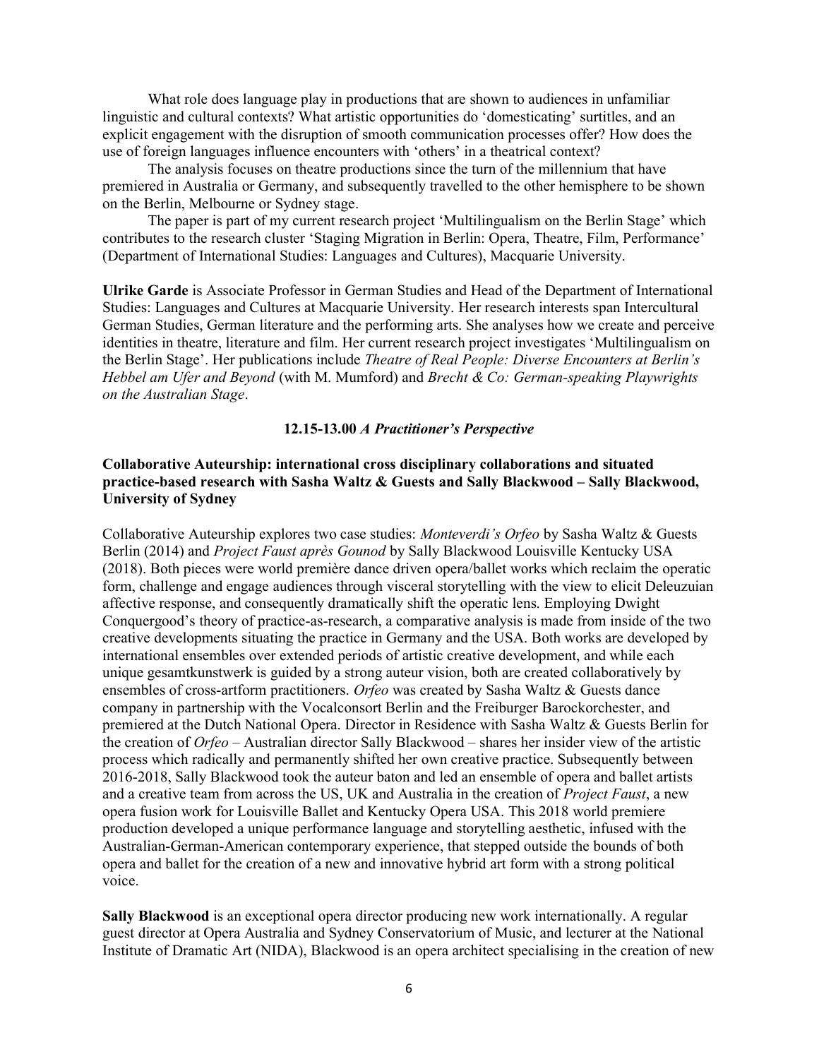What role does language play in productions that are shown to audiences in unfamiliar linguistic and cultural contexts? What artistic opportunities do 'domesticating' surtitles, and an explicit engagement with the disruption of smooth communication processes offer? How does the use of foreign languages influence encounters with 'others' in a theatrical context?

The analysis focuses on theatre productions since the turn of the millennium that have premiered in Australia or Germany, and subsequently travelled to the other hemisphere to be shown on the Berlin, Melbourne or Sydney stage.

The paper is part of my current research project 'Multilingualism on the Berlin Stage' which contributes to the research cluster 'Staging Migration in Berlin: Opera, Theatre, Film, Performance' (Department of International Studies: Languages and Cultures), Macquarie University.

**Ulrike Garde** is Associate Professor in German Studies and Head of the Department of International Studies: Languages and Cultures at Macquarie University. Her research interests span Intercultural German Studies, German literature and the performing arts. She analyses how we create and perceive identities in theatre, literature and film. Her current research project investigates 'Multilingualism on the Berlin Stage'. Her publications include *Theatre of Real People: Diverse Encounters at Berlin's Hebbel am Ufer and Beyond* (with M. Mumford) and *Brecht & Co: German-speaking Playwrights on the Australian Stage*.

**12.15-13.00 *A Practitioner's Perspective***

**Collaborative Auteurship: international cross disciplinary collaborations and situated practice-based research with Sasha Waltz & Guests and Sally Blackwood – Sally Blackwood, University of Sydney**

Collaborative Auteurship explores two case studies: *Monteverdi's Orfeo* by Sasha Waltz & Guests Berlin (2014) and *Project Faust après Gounod* by Sally Blackwood Louisville Kentucky USA (2018). Both pieces were world première dance driven opera/ballet works which reclaim the operatic form, challenge and engage audiences through visceral storytelling with the view to elicit Deleuzuian affective response, and consequently dramatically shift the operatic lens. Employing Dwight Conquergood's theory of practice-as-research, a comparative analysis is made from inside of the two creative developments situating the practice in Germany and the USA. Both works are developed by international ensembles over extended periods of artistic creative development, and while each unique gesamtkunstwerk is guided by a strong auteur vision, both are created collaboratively by ensembles of cross-artform practitioners. *Orfeo* was created by Sasha Waltz & Guests dance company in partnership with the Vocalconsort Berlin and the Freiburger Barockorchester, and premiered at the Dutch National Opera. Director in Residence with Sasha Waltz & Guests Berlin for the creation of *Orfeo* – Australian director Sally Blackwood – shares her insider view of the artistic process which radically and permanently shifted her own creative practice. Subsequently between 2016-2018, Sally Blackwood took the auteur baton and led an ensemble of opera and ballet artists and a creative team from across the US, UK and Australia in the creation of *Project Faust*, a new opera fusion work for Louisville Ballet and Kentucky Opera USA. This 2018 world premiere production developed a unique performance language and storytelling aesthetic, infused with the Australian-German-American contemporary experience, that stepped outside the bounds of both opera and ballet for the creation of a new and innovative hybrid art form with a strong political voice.

**Sally Blackwood** is an exceptional opera director producing new work internationally. A regular guest director at Opera Australia and Sydney Conservatorium of Music, and lecturer at the National Institute of Dramatic Art (NIDA), Blackwood is an opera architect specialising in the creation of new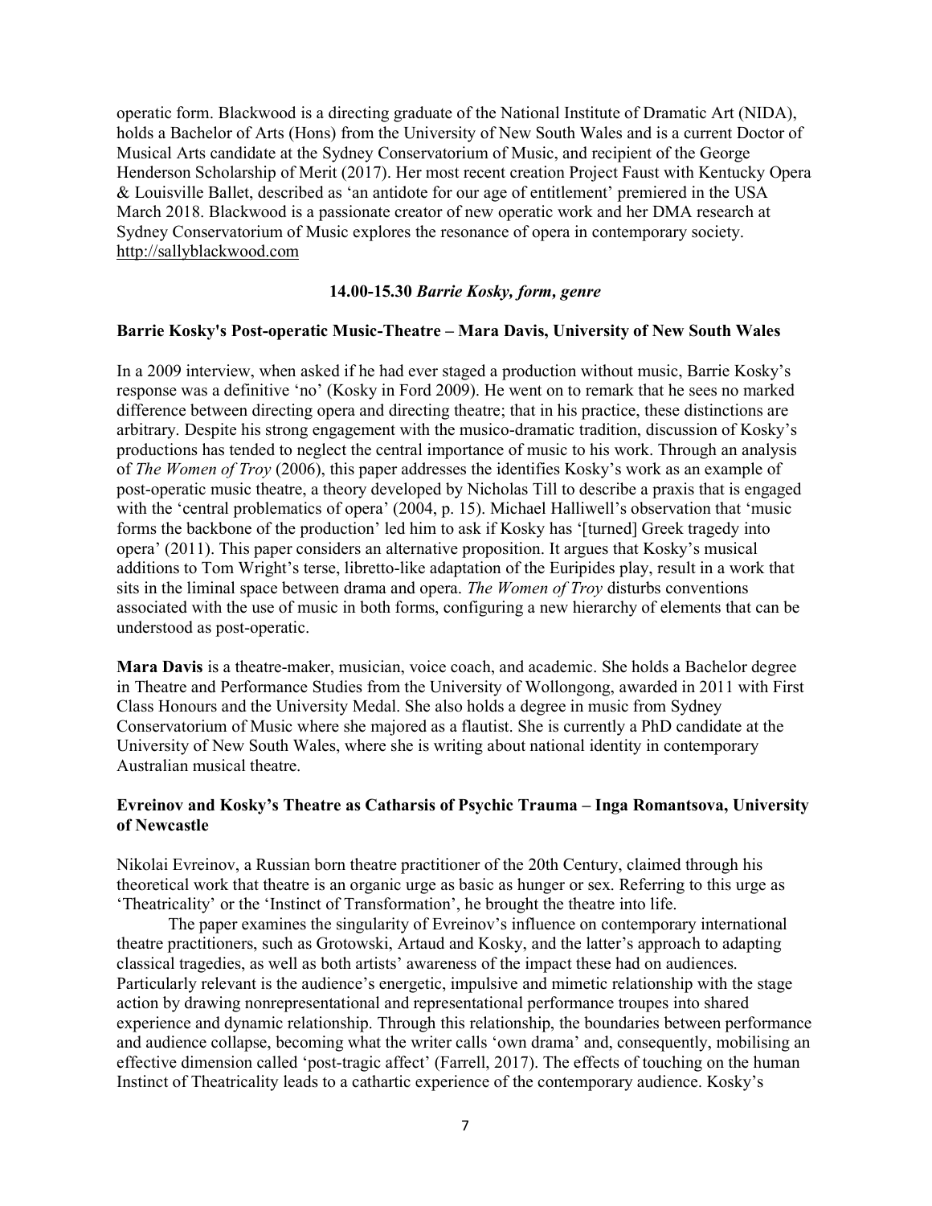operatic form. Blackwood is a directing graduate of the National Institute of Dramatic Art (NIDA), holds a Bachelor of Arts (Hons) from the University of New South Wales and is a current Doctor of Musical Arts candidate at the Sydney Conservatorium of Music, and recipient of the George Henderson Scholarship of Merit (2017). Her most recent creation Project Faust with Kentucky Opera & Louisville Ballet, described as 'an antidote for our age of entitlement' premiered in the USA March 2018. Blackwood is a passionate creator of new operatic work and her DMA research at Sydney Conservatorium of Music explores the resonance of opera in contemporary society. http://sallyblackwood.com

### 14.00-15.30 *Barrie Kosky, form, genre*

**Barrie Kosky's Post-operatic Music-Theatre – Mara Davis, University of New South Wales**

In a 2009 interview, when asked if he had ever staged a production without music, Barrie Kosky's response was a definitive 'no' (Kosky in Ford 2009). He went on to remark that he sees no marked difference between directing opera and directing theatre; that in his practice, these distinctions are arbitrary. Despite his strong engagement with the musico-dramatic tradition, discussion of Kosky's productions has tended to neglect the central importance of music to his work. Through an analysis of *The Women of Troy* (2006), this paper addresses the identifies Kosky's work as an example of post-operatic music theatre, a theory developed by Nicholas Till to describe a praxis that is engaged with the 'central problematics of opera' (2004, p. 15). Michael Halliwell's observation that 'music forms the backbone of the production' led him to ask if Kosky has '[turned] Greek tragedy into opera' (2011). This paper considers an alternative proposition. It argues that Kosky's musical additions to Tom Wright's terse, libretto-like adaptation of the Euripides play, result in a work that sits in the liminal space between drama and opera. *The Women of Troy* disturbs conventions associated with the use of music in both forms, configuring a new hierarchy of elements that can be understood as post-operatic.

**Mara Davis** is a theatre-maker, musician, voice coach, and academic. She holds a Bachelor degree in Theatre and Performance Studies from the University of Wollongong, awarded in 2011 with First Class Honours and the University Medal. She also holds a degree in music from Sydney Conservatorium of Music where she majored as a flautist. She is currently a PhD candidate at the University of New South Wales, where she is writing about national identity in contemporary Australian musical theatre.

**Evreinov and Kosky's Theatre as Catharsis of Psychic Trauma – Inga Romantsova, University of Newcastle**

Nikolai Evreinov, a Russian born theatre practitioner of the 20th Century, claimed through his theoretical work that theatre is an organic urge as basic as hunger or sex. Referring to this urge as 'Theatricality' or the 'Instinct of Transformation', he brought the theatre into life.

The paper examines the singularity of Evreinov's influence on contemporary international theatre practitioners, such as Grotowski, Artaud and Kosky, and the latter's approach to adapting classical tragedies, as well as both artists' awareness of the impact these had on audiences. Particularly relevant is the audience's energetic, impulsive and mimetic relationship with the stage action by drawing nonrepresentational and representational performance troupes into shared experience and dynamic relationship. Through this relationship, the boundaries between performance and audience collapse, becoming what the writer calls 'own drama' and, consequently, mobilising an effective dimension called 'post-tragic affect' (Farrell, 2017). The effects of touching on the human Instinct of Theatricality leads to a cathartic experience of the contemporary audience. Kosky's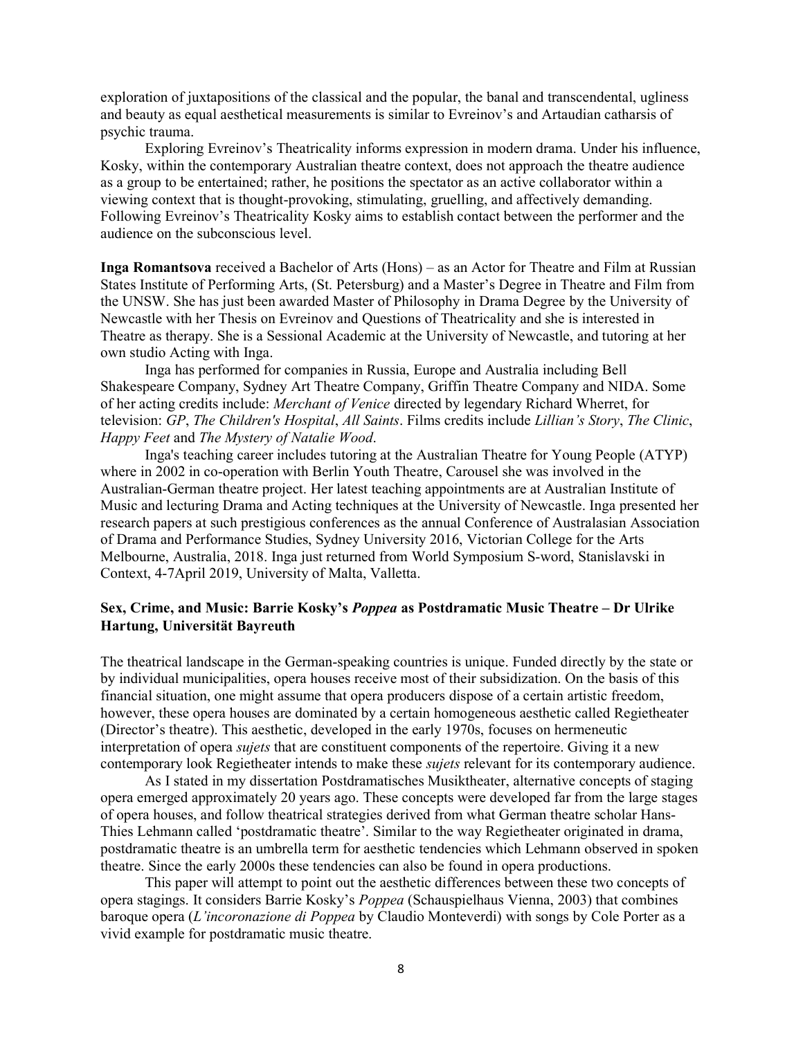exploration of juxtapositions of the classical and the popular, the banal and transcendental, ugliness and beauty as equal aesthetical measurements is similar to Evreinov's and Artaudian catharsis of psychic trauma.

Exploring Evreinov's Theatricality informs expression in modern drama. Under his influence, Kosky, within the contemporary Australian theatre context, does not approach the theatre audience as a group to be entertained; rather, he positions the spectator as an active collaborator within a viewing context that is thought-provoking, stimulating, gruelling, and affectively demanding. Following Evreinov's Theatricality Kosky aims to establish contact between the performer and the audience on the subconscious level.

**Inga Romantsova** received a Bachelor of Arts (Hons) – as an Actor for Theatre and Film at Russian States Institute of Performing Arts, (St. Petersburg) and a Master's Degree in Theatre and Film from the UNSW. She has just been awarded Master of Philosophy in Drama Degree by the University of Newcastle with her Thesis on Evreinov and Questions of Theatricality and she is interested in Theatre as therapy. She is a Sessional Academic at the University of Newcastle, and tutoring at her own studio Acting with Inga.

Inga has performed for companies in Russia, Europe and Australia including Bell Shakespeare Company, Sydney Art Theatre Company, Griffin Theatre Company and NIDA. Some of her acting credits include: *Merchant of Venice* directed by legendary Richard Wherret, for television: *GP*, *The Children's Hospital*, *All Saints*. Films credits include *Lillian's Story*, *The Clinic*, *Happy Feet* and *The Mystery of Natalie Wood*.

Inga's teaching career includes tutoring at the Australian Theatre for Young People (ATYP) where in 2002 in co-operation with Berlin Youth Theatre, Carousel she was involved in the Australian-German theatre project. Her latest teaching appointments are at Australian Institute of Music and lecturing Drama and Acting techniques at the University of Newcastle. Inga presented her research papers at such prestigious conferences as the annual Conference of Australasian Association of Drama and Performance Studies, Sydney University 2016, Victorian College for the Arts Melbourne, Australia, 2018. Inga just returned from World Symposium S-word, Stanislavski in Context, 4-7April 2019, University of Malta, Valletta.

### Sex, Crime, and Music: Barrie Kosky's *Poppea* as Postdramatic Music Theatre – Dr Ulrike Hartung, Universität Bayreuth

The theatrical landscape in the German-speaking countries is unique. Funded directly by the state or by individual municipalities, opera houses receive most of their subsidization. On the basis of this financial situation, one might assume that opera producers dispose of a certain artistic freedom, however, these opera houses are dominated by a certain homogeneous aesthetic called Regietheater (Director's theatre). This aesthetic, developed in the early 1970s, focuses on hermeneutic interpretation of opera *sujets* that are constituent components of the repertoire. Giving it a new contemporary look Regietheater intends to make these *sujets* relevant for its contemporary audience.

As I stated in my dissertation Postdramatisches Musiktheater, alternative concepts of staging opera emerged approximately 20 years ago. These concepts were developed far from the large stages of opera houses, and follow theatrical strategies derived from what German theatre scholar Hans-Thies Lehmann called 'postdramatic theatre'. Similar to the way Regietheater originated in drama, postdramatic theatre is an umbrella term for aesthetic tendencies which Lehmann observed in spoken theatre. Since the early 2000s these tendencies can also be found in opera productions.

This paper will attempt to point out the aesthetic differences between these two concepts of opera stagings. It considers Barrie Kosky's *Poppea* (Schauspielhaus Vienna, 2003) that combines baroque opera (*L'incoronazione di Poppea* by Claudio Monteverdi) with songs by Cole Porter as a vivid example for postdramatic music theatre.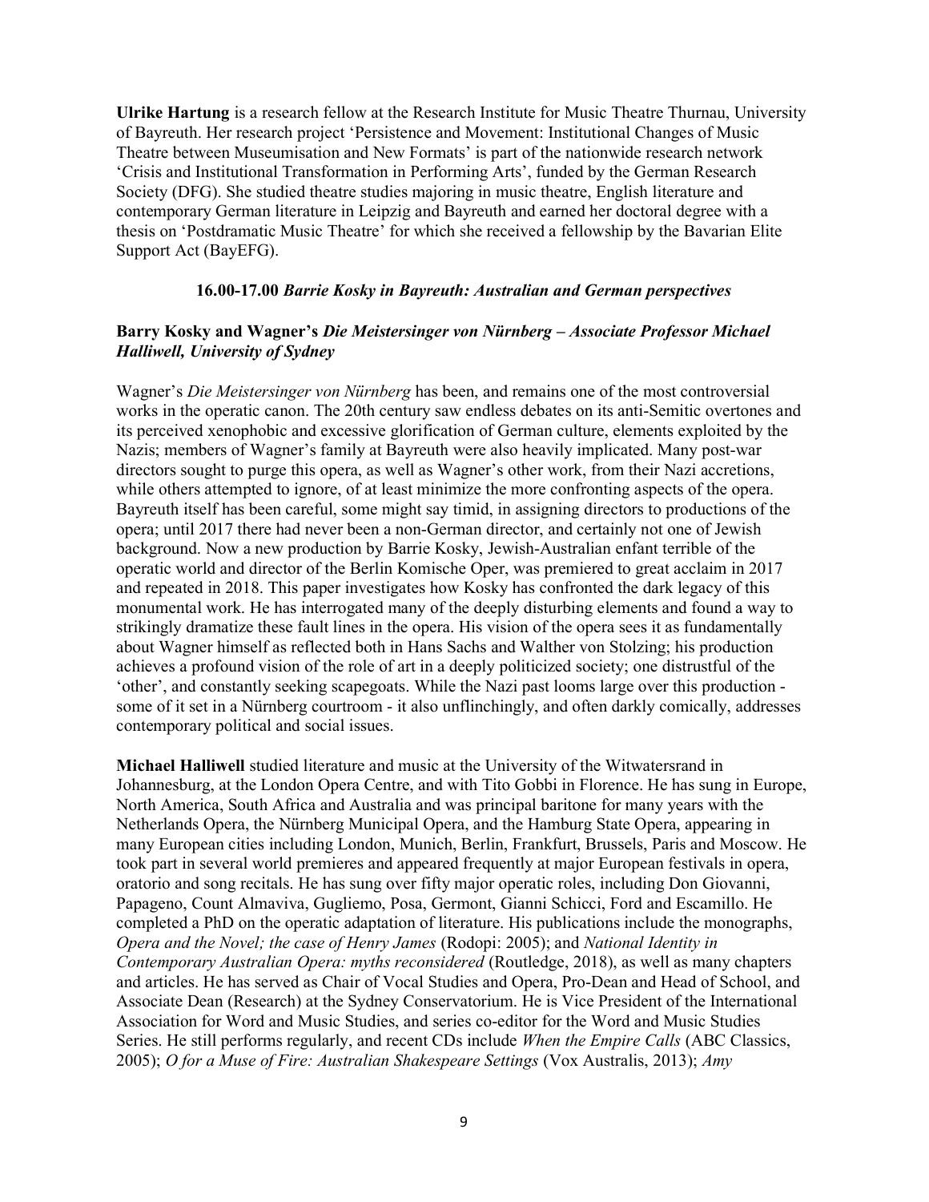**Ulrike Hartung** is a research fellow at the Research Institute for Music Theatre Thurnau, University of Bayreuth. Her research project 'Persistence and Movement: Institutional Changes of Music Theatre between Museumisation and New Formats' is part of the nationwide research network 'Crisis and Institutional Transformation in Performing Arts', funded by the German Research Society (DFG). She studied theatre studies majoring in music theatre, English literature and contemporary German literature in Leipzig and Bayreuth and earned her doctoral degree with a thesis on 'Postdramatic Music Theatre' for which she received a fellowship by the Bavarian Elite Support Act (BayEFG).

**16.00-17.00 *Barrie Kosky in Bayreuth: Australian and German perspectives***

**Barry Kosky and Wagner's *Die Meistersinger von Nürnberg* – Associate Professor Michael *Halliwell, University of Sydney***

Wagner's *Die Meistersinger von Nürnberg* has been, and remains one of the most controversial works in the operatic canon. The 20th century saw endless debates on its anti-Semitic overtones and its perceived xenophobic and excessive glorification of German culture, elements exploited by the Nazis; members of Wagner's family at Bayreuth were also heavily implicated. Many post-war directors sought to purge this opera, as well as Wagner's other work, from their Nazi accretions, while others attempted to ignore, of at least minimize the more confronting aspects of the opera. Bayreuth itself has been careful, some might say timid, in assigning directors to productions of the opera; until 2017 there had never been a non-German director, and certainly not one of Jewish background. Now a new production by Barrie Kosky, Jewish-Australian enfant terrible of the operatic world and director of the Berlin Komische Oper, was premiered to great acclaim in 2017 and repeated in 2018. This paper investigates how Kosky has confronted the dark legacy of this monumental work. He has interrogated many of the deeply disturbing elements and found a way to strikingly dramatize these fault lines in the opera. His vision of the opera sees it as fundamentally about Wagner himself as reflected both in Hans Sachs and Walther von Stolzing; his production achieves a profound vision of the role of art in a deeply politicized society; one distrustful of the 'other', and constantly seeking scapegoats. While the Nazi past looms large over this production - some of it set in a Nürnberg courtroom - it also unflinchingly, and often darkly comically, addresses contemporary political and social issues.

**Michael Halliwell** studied literature and music at the University of the Witwatersrand in Johannesburg, at the London Opera Centre, and with Tito Gobbi in Florence. He has sung in Europe, North America, South Africa and Australia and was principal baritone for many years with the Netherlands Opera, the Nürnberg Municipal Opera, and the Hamburg State Opera, appearing in many European cities including London, Munich, Berlin, Frankfurt, Brussels, Paris and Moscow. He took part in several world premieres and appeared frequently at major European festivals in opera, oratorio and song recitals. He has sung over fifty major operatic roles, including Don Giovanni, Papageno, Count Almaviva, Gugliemo, Posa, Germont, Gianni Schicci, Ford and Escamillo. He completed a PhD on the operatic adaptation of literature. His publications include the monographs, *Opera and the Novel; the case of Henry James* (Rodopi: 2005); and *National Identity in Contemporary Australian Opera: myths reconsidered* (Routledge, 2018), as well as many chapters and articles. He has served as Chair of Vocal Studies and Opera, Pro-Dean and Head of School, and Associate Dean (Research) at the Sydney Conservatorium. He is Vice President of the International Association for Word and Music Studies, and series co-editor for the Word and Music Studies Series. He still performs regularly, and recent CDs include *When the Empire Calls* (ABC Classics, 2005); *O for a Muse of Fire: Australian Shakespeare Settings* (Vox Australis, 2013); *Amy*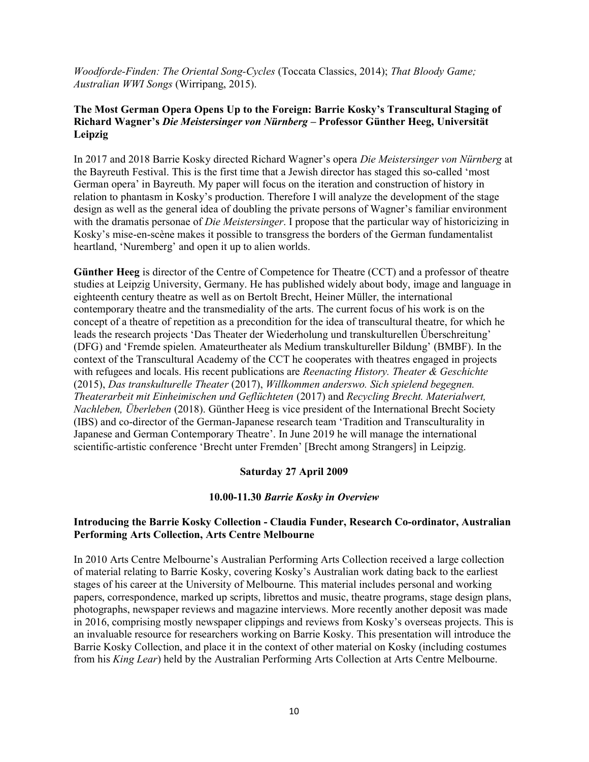*Woodforde-Finden: The Oriental Song-Cycles* (Toccata Classics, 2014); *That Bloody Game; Australian WWI Songs* (Wirripang, 2015).

### The Most German Opera Opens Up to the Foreign: Barrie Kosky's Transcultural Staging of Richard Wagner's *Die Meistersinger von Nürnberg* – Professor Günther Heeg, Universität Leipzig

In 2017 and 2018 Barrie Kosky directed Richard Wagner's opera *Die Meistersinger von Nürnberg* at the Bayreuth Festival. This is the first time that a Jewish director has staged this so-called 'most German opera' in Bayreuth. My paper will focus on the iteration and construction of history in relation to phantasm in Kosky's production. Therefore I will analyze the development of the stage design as well as the general idea of doubling the private persons of Wagner's familiar environment with the dramatis personae of *Die Meistersinger*. I propose that the particular way of historicizing in Kosky's mise-en-scène makes it possible to transgress the borders of the German fundamentalist heartland, 'Nuremberg' and open it up to alien worlds.

**Günther Heeg** is director of the Centre of Competence for Theatre (CCT) and a professor of theatre studies at Leipzig University, Germany. He has published widely about body, image and language in eighteenth century theatre as well as on Bertolt Brecht, Heiner Müller, the international contemporary theatre and the transmediality of the arts. The current focus of his work is on the concept of a theatre of repetition as a precondition for the idea of transcultural theatre, for which he leads the research projects 'Das Theater der Wiederholung und transkulturellen Überschreitung' (DFG) and 'Fremde spielen. Amateurtheater als Medium transkultureller Bildung' (BMBF). In the context of the Transcultural Academy of the CCT he cooperates with theatres engaged in projects with refugees and locals. His recent publications are *Reenacting History. Theater & Geschichte* (2015), *Das transkulturelle Theater* (2017), *Willkommen anderswo. Sich spielend begegnen. Theaterarbeit mit Einheimischen und Geflüchteten* (2017) and *Recycling Brecht. Materialwert, Nachleben, Überleben* (2018). Günther Heeg is vice president of the International Brecht Society (IBS) and co-director of the German-Japanese research team 'Tradition and Transculturality in Japanese and German Contemporary Theatre'. In June 2019 he will manage the international scientific-artistic conference 'Brecht unter Fremden' [Brecht among Strangers] in Leipzig.

## Saturday 27 April 2009

### 10.00-11.30 *Barrie Kosky in Overview*

### Introducing the Barrie Kosky Collection - Claudia Funder, Research Co-ordinator, Australian Performing Arts Collection, Arts Centre Melbourne

In 2010 Arts Centre Melbourne's Australian Performing Arts Collection received a large collection of material relating to Barrie Kosky, covering Kosky's Australian work dating back to the earliest stages of his career at the University of Melbourne. This material includes personal and working papers, correspondence, marked up scripts, librettos and music, theatre programs, stage design plans, photographs, newspaper reviews and magazine interviews. More recently another deposit was made in 2016, comprising mostly newspaper clippings and reviews from Kosky's overseas projects. This is an invaluable resource for researchers working on Barrie Kosky. This presentation will introduce the Barrie Kosky Collection, and place it in the context of other material on Kosky (including costumes from his *King Lear*) held by the Australian Performing Arts Collection at Arts Centre Melbourne.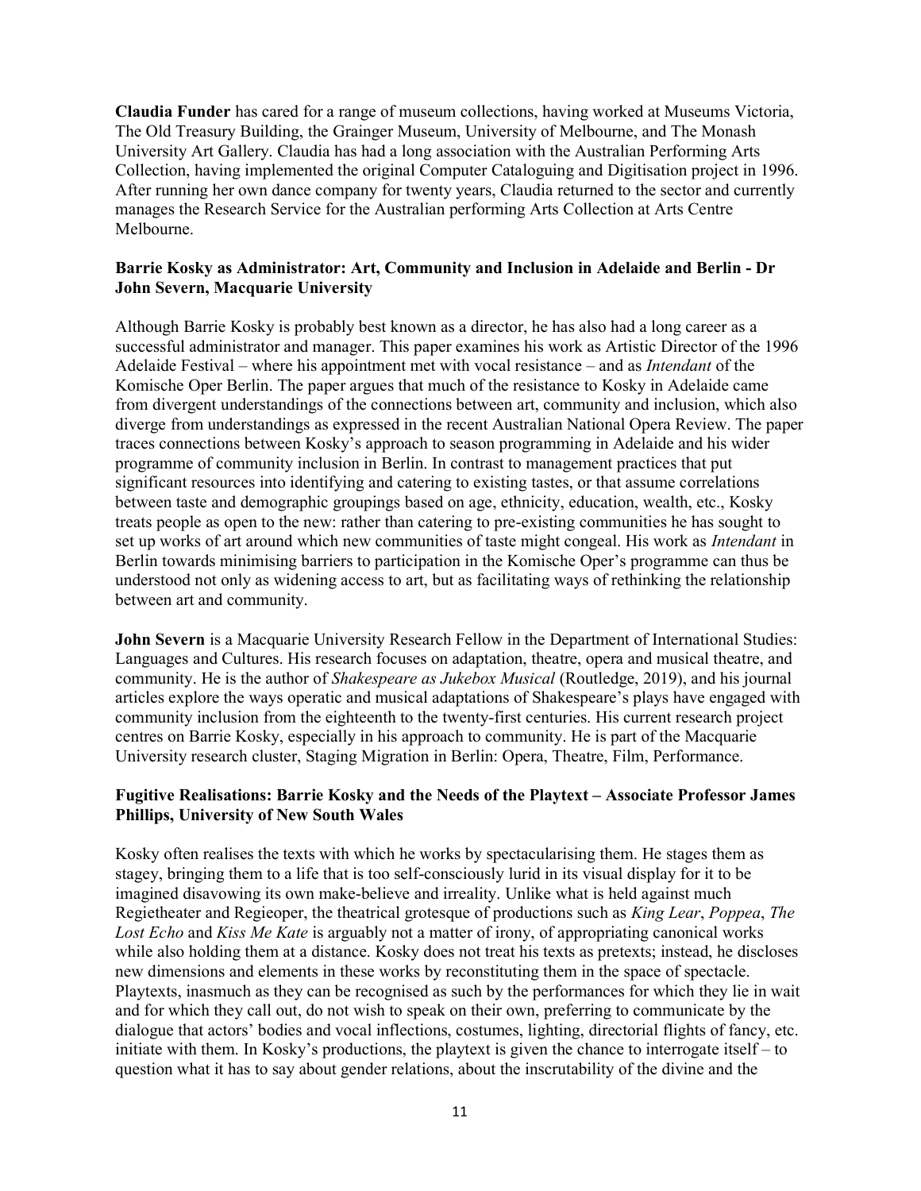**Claudia Funder** has cared for a range of museum collections, having worked at Museums Victoria, The Old Treasury Building, the Grainger Museum, University of Melbourne, and The Monash University Art Gallery. Claudia has had a long association with the Australian Performing Arts Collection, having implemented the original Computer Cataloguing and Digitisation project in 1996. After running her own dance company for twenty years, Claudia returned to the sector and currently manages the Research Service for the Australian performing Arts Collection at Arts Centre Melbourne.

**Barrie Kosky as Administrator: Art, Community and Inclusion in Adelaide and Berlin - Dr John Severn, Macquarie University**

Although Barrie Kosky is probably best known as a director, he has also had a long career as a successful administrator and manager. This paper examines his work as Artistic Director of the 1996 Adelaide Festival – where his appointment met with vocal resistance – and as *Intendant* of the Komische Oper Berlin. The paper argues that much of the resistance to Kosky in Adelaide came from divergent understandings of the connections between art, community and inclusion, which also diverge from understandings as expressed in the recent Australian National Opera Review. The paper traces connections between Kosky's approach to season programming in Adelaide and his wider programme of community inclusion in Berlin. In contrast to management practices that put significant resources into identifying and catering to existing tastes, or that assume correlations between taste and demographic groupings based on age, ethnicity, education, wealth, etc., Kosky treats people as open to the new: rather than catering to pre-existing communities he has sought to set up works of art around which new communities of taste might congeal. His work as *Intendant* in Berlin towards minimising barriers to participation in the Komische Oper's programme can thus be understood not only as widening access to art, but as facilitating ways of rethinking the relationship between art and community.

**John Severn** is a Macquarie University Research Fellow in the Department of International Studies: Languages and Cultures. His research focuses on adaptation, theatre, opera and musical theatre, and community. He is the author of *Shakespeare as Jukebox Musical* (Routledge, 2019), and his journal articles explore the ways operatic and musical adaptations of Shakespeare's plays have engaged with community inclusion from the eighteenth to the twenty-first centuries. His current research project centres on Barrie Kosky, especially in his approach to community. He is part of the Macquarie University research cluster, Staging Migration in Berlin: Opera, Theatre, Film, Performance.

**Fugitive Realisations: Barrie Kosky and the Needs of the Playtext – Associate Professor James Phillips, University of New South Wales**

Kosky often realises the texts with which he works by spectacularising them. He stages them as stagey, bringing them to a life that is too self-consciously lurid in its visual display for it to be imagined disavowing its own make-believe and irreality. Unlike what is held against much Regietheater and Regieoper, the theatrical grotesque of productions such as *King Lear*, *Poppea*, *The Lost Echo* and *Kiss Me Kate* is arguably not a matter of irony, of appropriating canonical works while also holding them at a distance. Kosky does not treat his texts as pretexts; instead, he discloses new dimensions and elements in these works by reconstituting them in the space of spectacle. Playtexts, inasmuch as they can be recognised as such by the performances for which they lie in wait and for which they call out, do not wish to speak on their own, preferring to communicate by the dialogue that actors' bodies and vocal inflections, costumes, lighting, directorial flights of fancy, etc. initiate with them. In Kosky's productions, the playtext is given the chance to interrogate itself – to question what it has to say about gender relations, about the inscrutability of the divine and the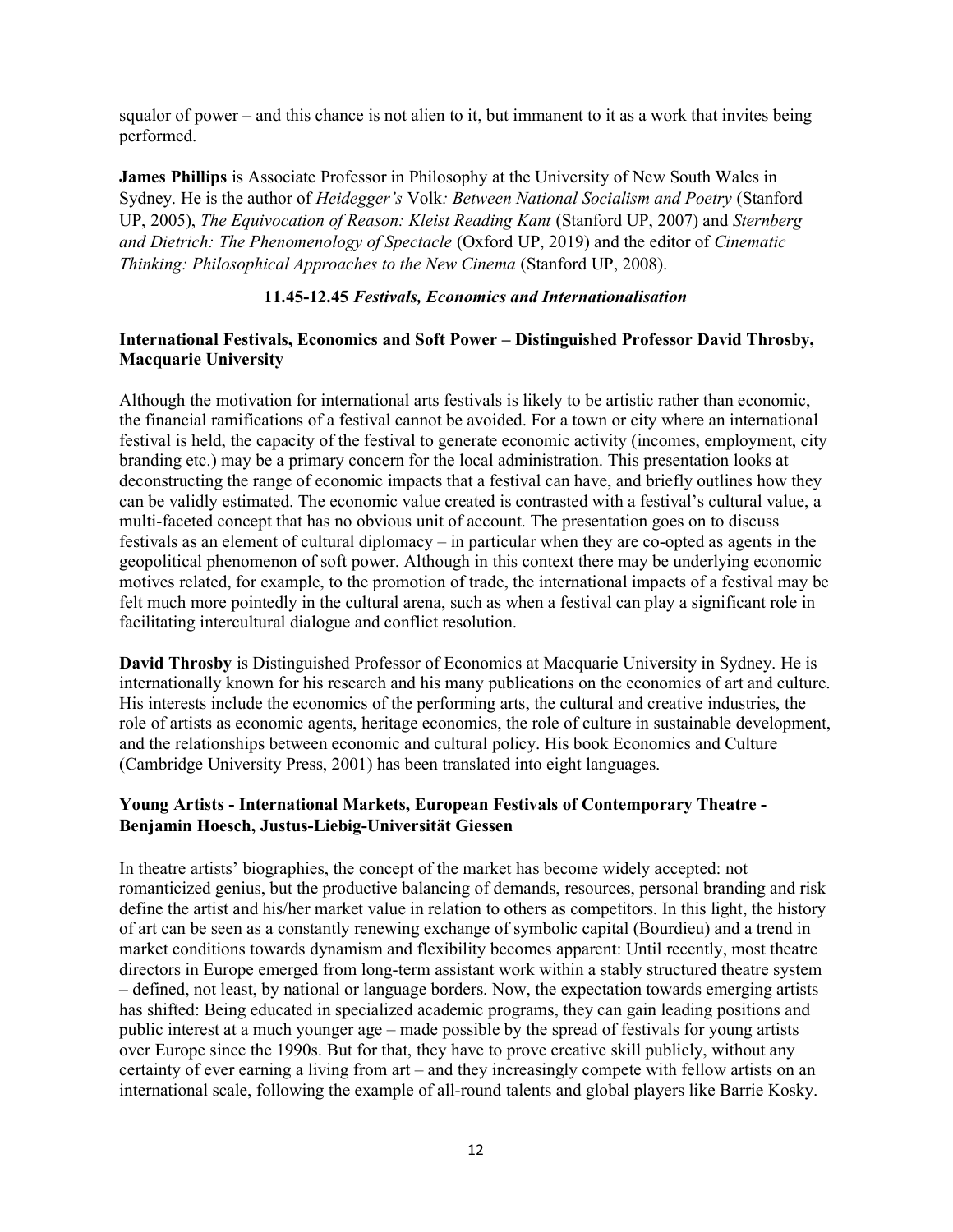squalor of power – and this chance is not alien to it, but immanent to it as a work that invites being performed.

**James Phillips** is Associate Professor in Philosophy at the University of New South Wales in Sydney. He is the author of *Heidegger's* Volk*: Between National Socialism and Poetry* (Stanford UP, 2005), *The Equivocation of Reason: Kleist Reading Kant* (Stanford UP, 2007) and *Sternberg and Dietrich: The Phenomenology of Spectacle* (Oxford UP, 2019) and the editor of *Cinematic Thinking: Philosophical Approaches to the New Cinema* (Stanford UP, 2008).

### 11.45-12.45 *Festivals, Economics and Internationalisation*

**International Festivals, Economics and Soft Power – Distinguished Professor David Throsby, Macquarie University**

Although the motivation for international arts festivals is likely to be artistic rather than economic, the financial ramifications of a festival cannot be avoided. For a town or city where an international festival is held, the capacity of the festival to generate economic activity (incomes, employment, city branding etc.) may be a primary concern for the local administration. This presentation looks at deconstructing the range of economic impacts that a festival can have, and briefly outlines how they can be validly estimated. The economic value created is contrasted with a festival's cultural value, a multi-faceted concept that has no obvious unit of account. The presentation goes on to discuss festivals as an element of cultural diplomacy – in particular when they are co-opted as agents in the geopolitical phenomenon of soft power. Although in this context there may be underlying economic motives related, for example, to the promotion of trade, the international impacts of a festival may be felt much more pointedly in the cultural arena, such as when a festival can play a significant role in facilitating intercultural dialogue and conflict resolution.

**David Throsby** is Distinguished Professor of Economics at Macquarie University in Sydney. He is internationally known for his research and his many publications on the economics of art and culture. His interests include the economics of the performing arts, the cultural and creative industries, the role of artists as economic agents, heritage economics, the role of culture in sustainable development, and the relationships between economic and cultural policy. His book Economics and Culture (Cambridge University Press, 2001) has been translated into eight languages.

**Young Artists - International Markets, European Festivals of Contemporary Theatre - Benjamin Hoesch, Justus-Liebig-Universität Giessen**

In theatre artists' biographies, the concept of the market has become widely accepted: not romanticized genius, but the productive balancing of demands, resources, personal branding and risk define the artist and his/her market value in relation to others as competitors. In this light, the history of art can be seen as a constantly renewing exchange of symbolic capital (Bourdieu) and a trend in market conditions towards dynamism and flexibility becomes apparent: Until recently, most theatre directors in Europe emerged from long-term assistant work within a stably structured theatre system – defined, not least, by national or language borders. Now, the expectation towards emerging artists has shifted: Being educated in specialized academic programs, they can gain leading positions and public interest at a much younger age – made possible by the spread of festivals for young artists over Europe since the 1990s. But for that, they have to prove creative skill publicly, without any certainty of ever earning a living from art – and they increasingly compete with fellow artists on an international scale, following the example of all-round talents and global players like Barrie Kosky.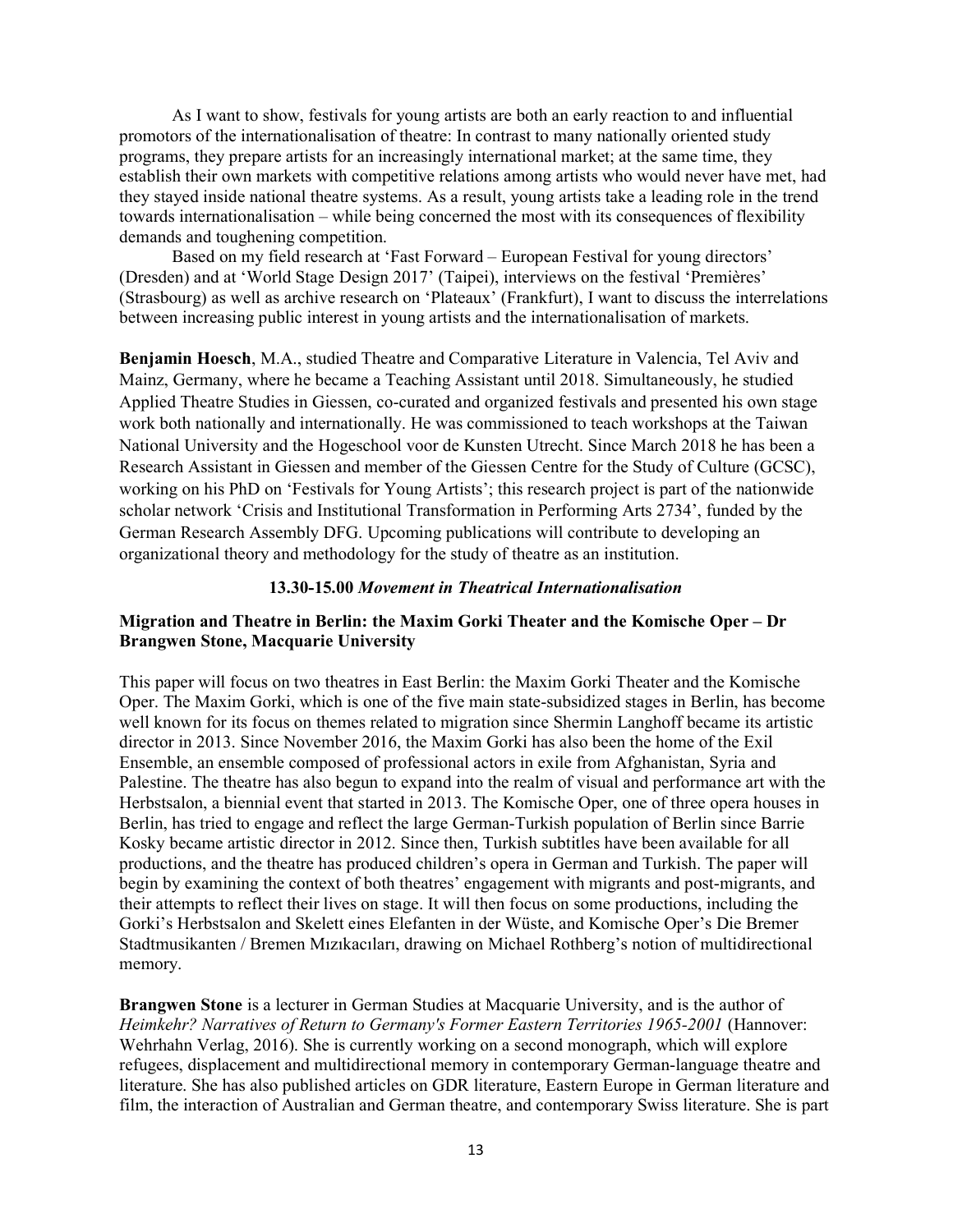As I want to show, festivals for young artists are both an early reaction to and influential promotors of the internationalisation of theatre: In contrast to many nationally oriented study programs, they prepare artists for an increasingly international market; at the same time, they establish their own markets with competitive relations among artists who would never have met, had they stayed inside national theatre systems. As a result, young artists take a leading role in the trend towards internationalisation – while being concerned the most with its consequences of flexibility demands and toughening competition.

Based on my field research at 'Fast Forward – European Festival for young directors' (Dresden) and at 'World Stage Design 2017' (Taipei), interviews on the festival 'Premières' (Strasbourg) as well as archive research on 'Plateaux' (Frankfurt), I want to discuss the interrelations between increasing public interest in young artists and the internationalisation of markets.

**Benjamin Hoesch**, M.A., studied Theatre and Comparative Literature in Valencia, Tel Aviv and Mainz, Germany, where he became a Teaching Assistant until 2018. Simultaneously, he studied Applied Theatre Studies in Giessen, co-curated and organized festivals and presented his own stage work both nationally and internationally. He was commissioned to teach workshops at the Taiwan National University and the Hogeschool voor de Kunsten Utrecht. Since March 2018 he has been a Research Assistant in Giessen and member of the Giessen Centre for the Study of Culture (GCSC), working on his PhD on 'Festivals for Young Artists'; this research project is part of the nationwide scholar network 'Crisis and Institutional Transformation in Performing Arts 2734', funded by the German Research Assembly DFG. Upcoming publications will contribute to developing an organizational theory and methodology for the study of theatre as an institution.

### 13.30-15.00 *Movement in Theatrical Internationalisation*

#### Migration and Theatre in Berlin: the Maxim Gorki Theater and the Komische Oper – Dr Brangwen Stone, Macquarie University

This paper will focus on two theatres in East Berlin: the Maxim Gorki Theater and the Komische Oper. The Maxim Gorki, which is one of the five main state-subsidized stages in Berlin, has become well known for its focus on themes related to migration since Shermin Langhoff became its artistic director in 2013. Since November 2016, the Maxim Gorki has also been the home of the Exil Ensemble, an ensemble composed of professional actors in exile from Afghanistan, Syria and Palestine. The theatre has also begun to expand into the realm of visual and performance art with the Herbstsalon, a biennial event that started in 2013. The Komische Oper, one of three opera houses in Berlin, has tried to engage and reflect the large German-Turkish population of Berlin since Barrie Kosky became artistic director in 2012. Since then, Turkish subtitles have been available for all productions, and the theatre has produced children's opera in German and Turkish. The paper will begin by examining the context of both theatres' engagement with migrants and post-migrants, and their attempts to reflect their lives on stage. It will then focus on some productions, including the Gorki's Herbstsalon and Skelett eines Elefanten in der Wüste, and Komische Oper's Die Bremer Stadtmusikanten / Bremen Mızıkacıları, drawing on Michael Rothberg's notion of multidirectional memory.

**Brangwen Stone** is a lecturer in German Studies at Macquarie University, and is the author of *Heimkehr? Narratives of Return to Germany's Former Eastern Territories 1965-2001* (Hannover: Wehrhahn Verlag, 2016). She is currently working on a second monograph, which will explore refugees, displacement and multidirectional memory in contemporary German-language theatre and literature. She has also published articles on GDR literature, Eastern Europe in German literature and film, the interaction of Australian and German theatre, and contemporary Swiss literature. She is part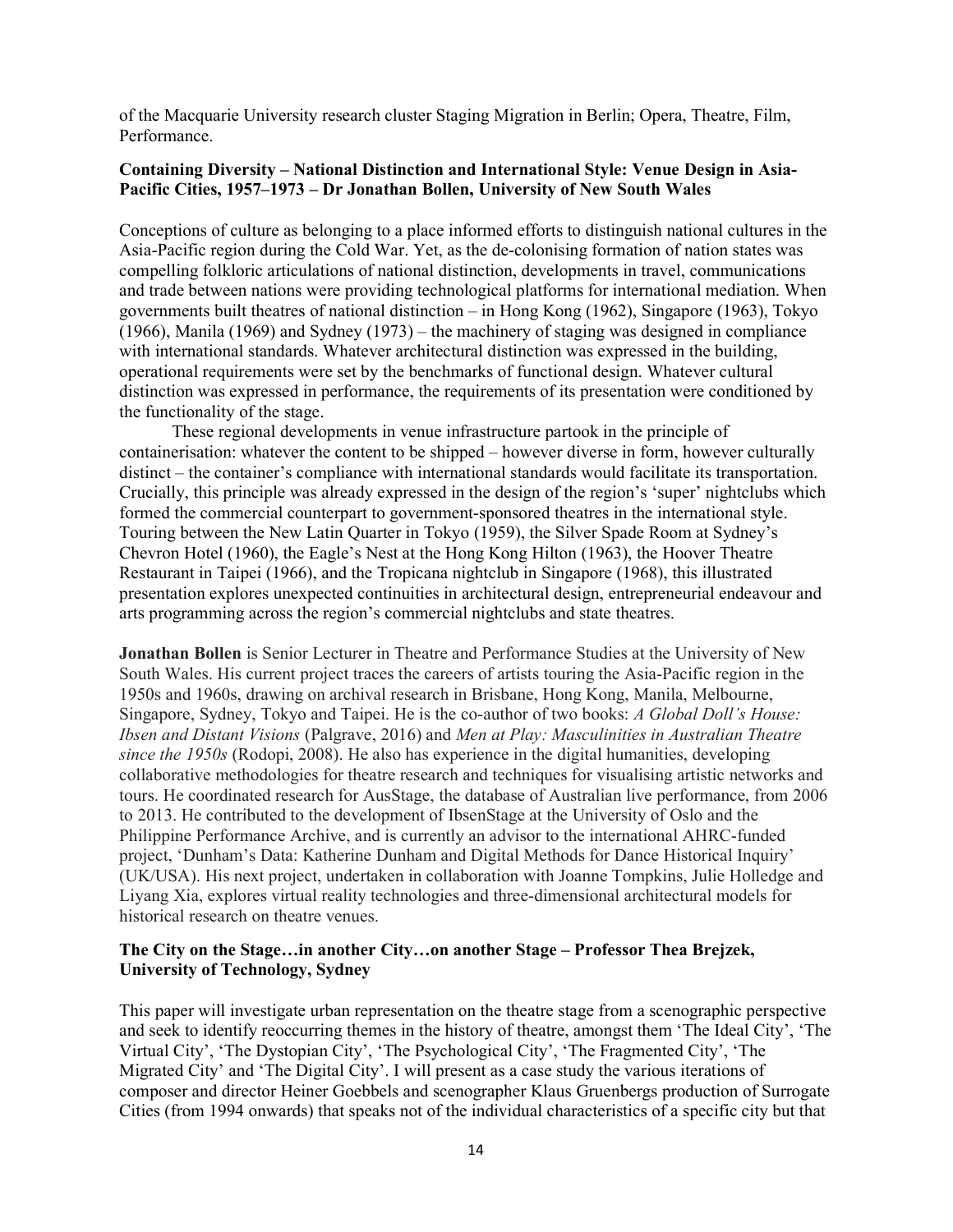of the Macquarie University research cluster Staging Migration in Berlin; Opera, Theatre, Film, Performance.

**Containing Diversity – National Distinction and International Style: Venue Design in Asia-Pacific Cities, 1957–1973 – Dr Jonathan Bollen, University of New South Wales**

Conceptions of culture as belonging to a place informed efforts to distinguish national cultures in the Asia-Pacific region during the Cold War. Yet, as the de-colonising formation of nation states was compelling folkloric articulations of national distinction, developments in travel, communications and trade between nations were providing technological platforms for international mediation. When governments built theatres of national distinction – in Hong Kong (1962), Singapore (1963), Tokyo (1966), Manila (1969) and Sydney (1973) – the machinery of staging was designed in compliance with international standards. Whatever architectural distinction was expressed in the building, operational requirements were set by the benchmarks of functional design. Whatever cultural distinction was expressed in performance, the requirements of its presentation were conditioned by the functionality of the stage.

These regional developments in venue infrastructure partook in the principle of containerisation: whatever the content to be shipped – however diverse in form, however culturally distinct – the container's compliance with international standards would facilitate its transportation. Crucially, this principle was already expressed in the design of the region's 'super' nightclubs which formed the commercial counterpart to government-sponsored theatres in the international style. Touring between the New Latin Quarter in Tokyo (1959), the Silver Spade Room at Sydney's Chevron Hotel (1960), the Eagle's Nest at the Hong Kong Hilton (1963), the Hoover Theatre Restaurant in Taipei (1966), and the Tropicana nightclub in Singapore (1968), this illustrated presentation explores unexpected continuities in architectural design, entrepreneurial endeavour and arts programming across the region's commercial nightclubs and state theatres.

**Jonathan Bollen** is Senior Lecturer in Theatre and Performance Studies at the University of New South Wales. His current project traces the careers of artists touring the Asia-Pacific region in the 1950s and 1960s, drawing on archival research in Brisbane, Hong Kong, Manila, Melbourne, Singapore, Sydney, Tokyo and Taipei. He is the co-author of two books: *A Global Doll's House: Ibsen and Distant Visions* (Palgrave, 2016) and *Men at Play: Masculinities in Australian Theatre since the 1950s* (Rodopi, 2008). He also has experience in the digital humanities, developing collaborative methodologies for theatre research and techniques for visualising artistic networks and tours. He coordinated research for AusStage, the database of Australian live performance, from 2006 to 2013. He contributed to the development of IbsenStage at the University of Oslo and the Philippine Performance Archive, and is currently an advisor to the international AHRC-funded project, 'Dunham's Data: Katherine Dunham and Digital Methods for Dance Historical Inquiry' (UK/USA). His next project, undertaken in collaboration with Joanne Tompkins, Julie Holledge and Liyang Xia, explores virtual reality technologies and three-dimensional architectural models for historical research on theatre venues.

**The City on the Stage…in another City…on another Stage – Professor Thea Brejzek, University of Technology, Sydney**

This paper will investigate urban representation on the theatre stage from a scenographic perspective and seek to identify reoccurring themes in the history of theatre, amongst them 'The Ideal City', 'The Virtual City', 'The Dystopian City', 'The Psychological City', 'The Fragmented City', 'The Migrated City' and 'The Digital City'. I will present as a case study the various iterations of composer and director Heiner Goebbels and scenographer Klaus Gruenbergs production of Surrogate Cities (from 1994 onwards) that speaks not of the individual characteristics of a specific city but that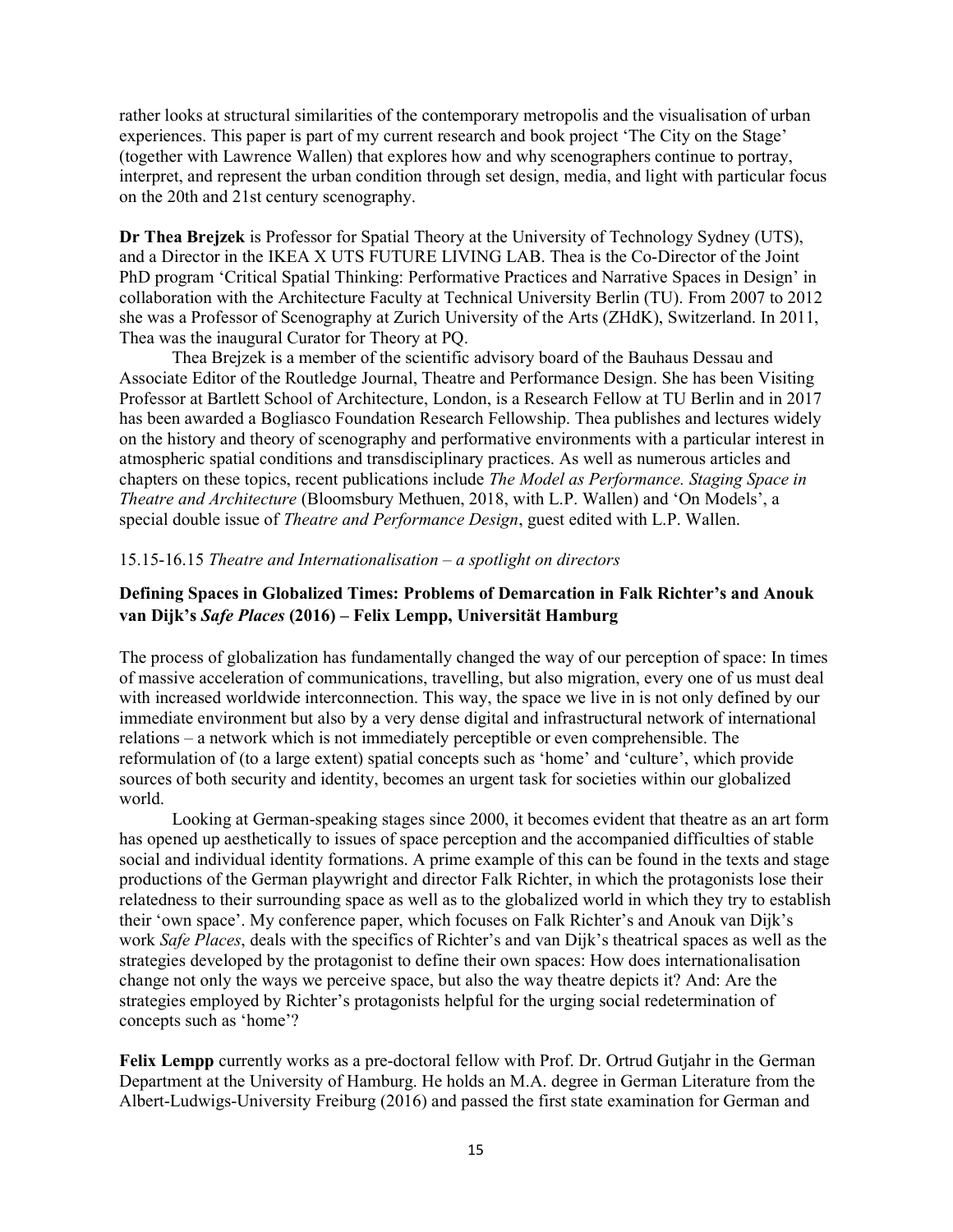rather looks at structural similarities of the contemporary metropolis and the visualisation of urban experiences. This paper is part of my current research and book project 'The City on the Stage' (together with Lawrence Wallen) that explores how and why scenographers continue to portray, interpret, and represent the urban condition through set design, media, and light with particular focus on the 20th and 21st century scenography.

**Dr Thea Brejzek** is Professor for Spatial Theory at the University of Technology Sydney (UTS), and a Director in the IKEA X UTS FUTURE LIVING LAB. Thea is the Co-Director of the Joint PhD program 'Critical Spatial Thinking: Performative Practices and Narrative Spaces in Design' in collaboration with the Architecture Faculty at Technical University Berlin (TU). From 2007 to 2012 she was a Professor of Scenography at Zurich University of the Arts (ZHdK), Switzerland. In 2011, Thea was the inaugural Curator for Theory at PQ.

Thea Brejzek is a member of the scientific advisory board of the Bauhaus Dessau and Associate Editor of the Routledge Journal, Theatre and Performance Design. She has been Visiting Professor at Bartlett School of Architecture, London, is a Research Fellow at TU Berlin and in 2017 has been awarded a Bogliasco Foundation Research Fellowship. Thea publishes and lectures widely on the history and theory of scenography and performative environments with a particular interest in atmospheric spatial conditions and transdisciplinary practices. As well as numerous articles and chapters on these topics, recent publications include *The Model as Performance. Staging Space in Theatre and Architecture* (Bloomsbury Methuen, 2018, with L.P. Wallen) and 'On Models', a special double issue of *Theatre and Performance Design*, guest edited with L.P. Wallen.

15.15-16.15 *Theatre and Internationalisation – a spotlight on directors*

### Defining Spaces in Globalized Times: Problems of Demarcation in Falk Richter's and Anouk van Dijk's *Safe Places* (2016) – Felix Lempp, Universität Hamburg

The process of globalization has fundamentally changed the way of our perception of space: In times of massive acceleration of communications, travelling, but also migration, every one of us must deal with increased worldwide interconnection. This way, the space we live in is not only defined by our immediate environment but also by a very dense digital and infrastructural network of international relations – a network which is not immediately perceptible or even comprehensible. The reformulation of (to a large extent) spatial concepts such as 'home' and 'culture', which provide sources of both security and identity, becomes an urgent task for societies within our globalized world.

Looking at German-speaking stages since 2000, it becomes evident that theatre as an art form has opened up aesthetically to issues of space perception and the accompanied difficulties of stable social and individual identity formations. A prime example of this can be found in the texts and stage productions of the German playwright and director Falk Richter, in which the protagonists lose their relatedness to their surrounding space as well as to the globalized world in which they try to establish their 'own space'. My conference paper, which focuses on Falk Richter's and Anouk van Dijk's work *Safe Places*, deals with the specifics of Richter's and van Dijk's theatrical spaces as well as the strategies developed by the protagonist to define their own spaces: How does internationalisation change not only the ways we perceive space, but also the way theatre depicts it? And: Are the strategies employed by Richter's protagonists helpful for the urging social redetermination of concepts such as 'home'?

**Felix Lempp** currently works as a pre-doctoral fellow with Prof. Dr. Ortrud Gutjahr in the German Department at the University of Hamburg. He holds an M.A. degree in German Literature from the Albert-Ludwigs-University Freiburg (2016) and passed the first state examination for German and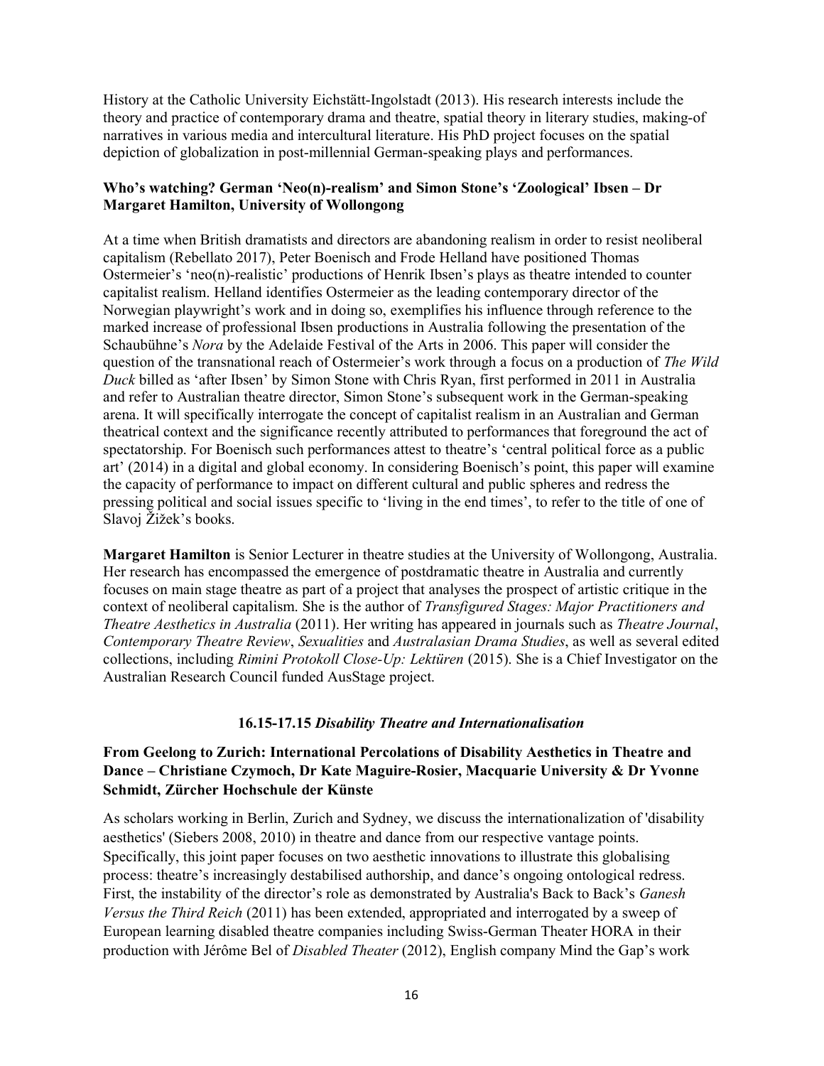History at the Catholic University Eichstätt-Ingolstadt (2013). His research interests include the theory and practice of contemporary drama and theatre, spatial theory in literary studies, making-of narratives in various media and intercultural literature. His PhD project focuses on the spatial depiction of globalization in post-millennial German-speaking plays and performances.

**Who's watching? German 'Neo(n)-realism' and Simon Stone's 'Zoological' Ibsen – Dr Margaret Hamilton, University of Wollongong**

At a time when British dramatists and directors are abandoning realism in order to resist neoliberal capitalism (Rebellato 2017), Peter Boenisch and Frode Helland have positioned Thomas Ostermeier's 'neo(n)-realistic' productions of Henrik Ibsen's plays as theatre intended to counter capitalist realism. Helland identifies Ostermeier as the leading contemporary director of the Norwegian playwright's work and in doing so, exemplifies his influence through reference to the marked increase of professional Ibsen productions in Australia following the presentation of the Schaubühne's *Nora* by the Adelaide Festival of the Arts in 2006. This paper will consider the question of the transnational reach of Ostermeier's work through a focus on a production of *The Wild Duck* billed as 'after Ibsen' by Simon Stone with Chris Ryan, first performed in 2011 in Australia and refer to Australian theatre director, Simon Stone's subsequent work in the German-speaking arena. It will specifically interrogate the concept of capitalist realism in an Australian and German theatrical context and the significance recently attributed to performances that foreground the act of spectatorship. For Boenisch such performances attest to theatre's 'central political force as a public art' (2014) in a digital and global economy. In considering Boenisch's point, this paper will examine the capacity of performance to impact on different cultural and public spheres and redress the pressing political and social issues specific to 'living in the end times', to refer to the title of one of Slavoj Žižek's books.

**Margaret Hamilton** is Senior Lecturer in theatre studies at the University of Wollongong, Australia. Her research has encompassed the emergence of postdramatic theatre in Australia and currently focuses on main stage theatre as part of a project that analyses the prospect of artistic critique in the context of neoliberal capitalism. She is the author of *Transfigured Stages: Major Practitioners and Theatre Aesthetics in Australia* (2011). Her writing has appeared in journals such as *Theatre Journal*, *Contemporary Theatre Review*, *Sexualities* and *Australasian Drama Studies*, as well as several edited collections, including *Rimini Protokoll Close-Up: Lektüren* (2015). She is a Chief Investigator on the Australian Research Council funded AusStage project.

### 16.15-17.15 *Disability Theatre and Internationalisation*

**From Geelong to Zurich: International Percolations of Disability Aesthetics in Theatre and Dance – Christiane Czymoch, Dr Kate Maguire-Rosier, Macquarie University & Dr Yvonne Schmidt, Zürcher Hochschule der Künste**

As scholars working in Berlin, Zurich and Sydney, we discuss the internationalization of 'disability aesthetics' (Siebers 2008, 2010) in theatre and dance from our respective vantage points. Specifically, this joint paper focuses on two aesthetic innovations to illustrate this globalising process: theatre's increasingly destabilised authorship, and dance's ongoing ontological redress. First, the instability of the director's role as demonstrated by Australia's Back to Back's *Ganesh Versus the Third Reich* (2011) has been extended, appropriated and interrogated by a sweep of European learning disabled theatre companies including Swiss-German Theater HORA in their production with Jérôme Bel of *Disabled Theater* (2012), English company Mind the Gap's work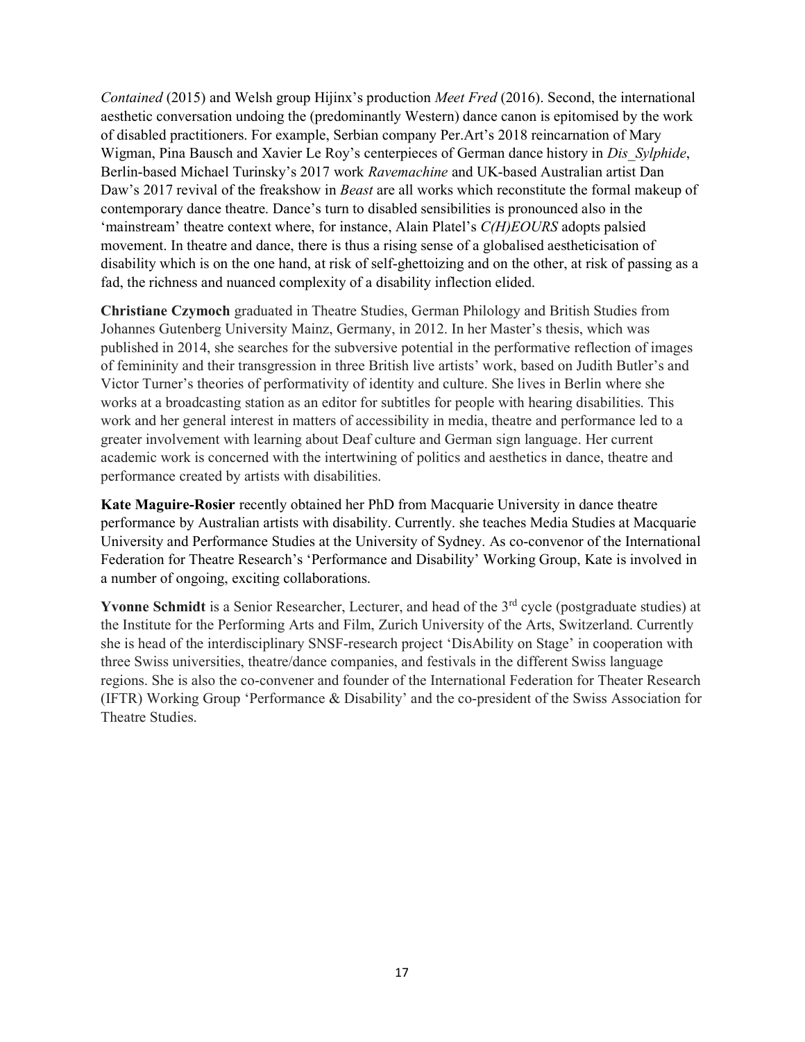*Contained* (2015) and Welsh group Hijinx's production *Meet Fred* (2016). Second, the international aesthetic conversation undoing the (predominantly Western) dance canon is epitomised by the work of disabled practitioners. For example, Serbian company Per.Art's 2018 reincarnation of Mary Wigman, Pina Bausch and Xavier Le Roy's centerpieces of German dance history in *Dis_Sylphide*, Berlin-based Michael Turinsky's 2017 work *Ravemachine* and UK-based Australian artist Dan Daw's 2017 revival of the freakshow in *Beast* are all works which reconstitute the formal makeup of contemporary dance theatre. Dance's turn to disabled sensibilities is pronounced also in the 'mainstream' theatre context where, for instance, Alain Platel's *C(H)EOURS* adopts palsied movement. In theatre and dance, there is thus a rising sense of a globalised aestheticisation of disability which is on the one hand, at risk of self-ghettoizing and on the other, at risk of passing as a fad, the richness and nuanced complexity of a disability inflection elided.

**Christiane Czymoch** graduated in Theatre Studies, German Philology and British Studies from Johannes Gutenberg University Mainz, Germany, in 2012. In her Master's thesis, which was published in 2014, she searches for the subversive potential in the performative reflection of images of femininity and their transgression in three British live artists' work, based on Judith Butler's and Victor Turner's theories of performativity of identity and culture. She lives in Berlin where she works at a broadcasting station as an editor for subtitles for people with hearing disabilities. This work and her general interest in matters of accessibility in media, theatre and performance led to a greater involvement with learning about Deaf culture and German sign language. Her current academic work is concerned with the intertwining of politics and aesthetics in dance, theatre and performance created by artists with disabilities.

**Kate Maguire-Rosier** recently obtained her PhD from Macquarie University in dance theatre performance by Australian artists with disability. Currently. she teaches Media Studies at Macquarie University and Performance Studies at the University of Sydney. As co-convenor of the International Federation for Theatre Research's 'Performance and Disability' Working Group, Kate is involved in a number of ongoing, exciting collaborations.

**Yvonne Schmidt** is a Senior Researcher, Lecturer, and head of the 3rd cycle (postgraduate studies) at the Institute for the Performing Arts and Film, Zurich University of the Arts, Switzerland. Currently she is head of the interdisciplinary SNSF-research project 'DisAbility on Stage' in cooperation with three Swiss universities, theatre/dance companies, and festivals in the different Swiss language regions. She is also the co-convener and founder of the International Federation for Theater Research (IFTR) Working Group 'Performance & Disability' and the co-president of the Swiss Association for Theatre Studies.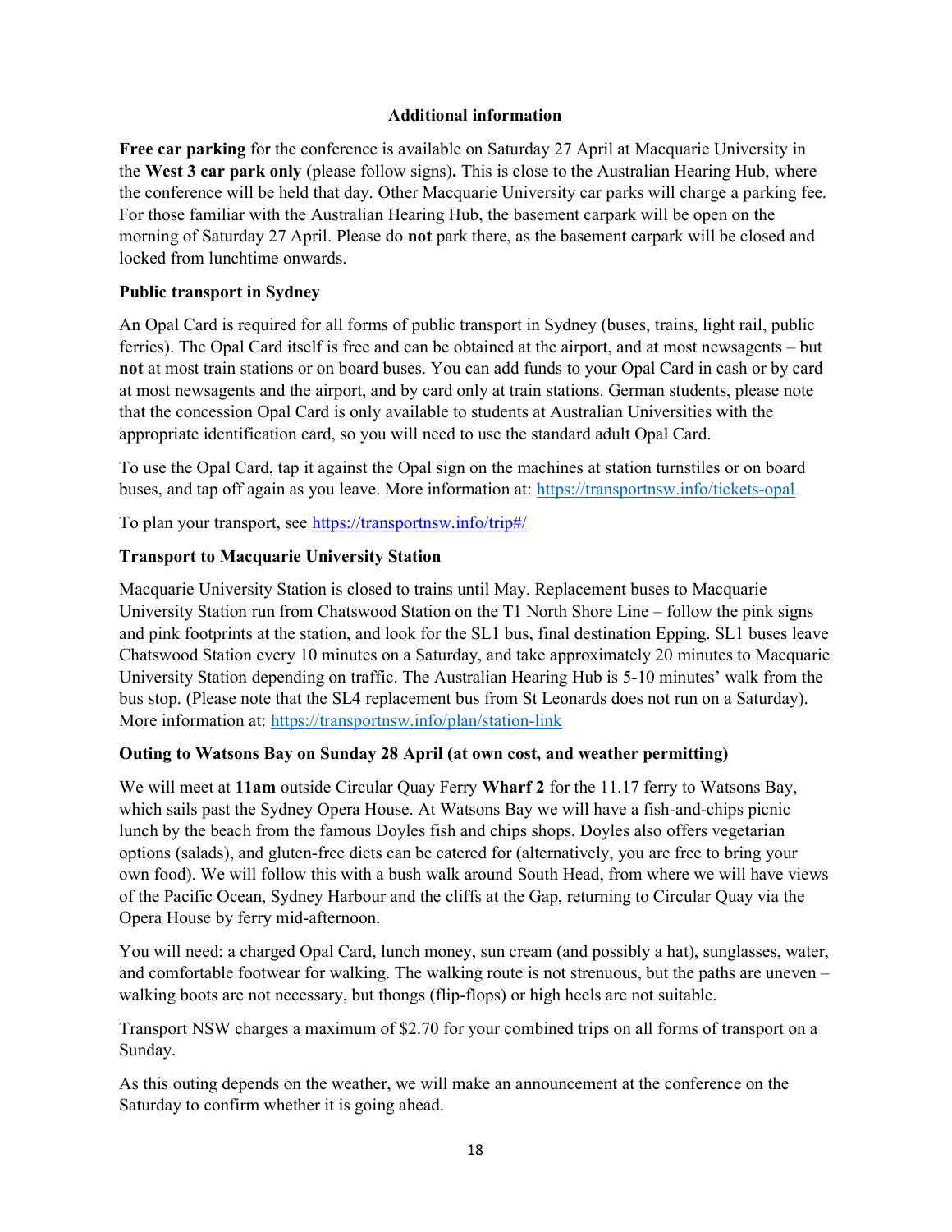## Additional information

**Free car parking** for the conference is available on Saturday 27 April at Macquarie University in the **West 3 car park only** (please follow signs)**.** This is close to the Australian Hearing Hub, where the conference will be held that day. Other Macquarie University car parks will charge a parking fee. For those familiar with the Australian Hearing Hub, the basement carpark will be open on the morning of Saturday 27 April. Please do **not** park there, as the basement carpark will be closed and locked from lunchtime onwards.

### Public transport in Sydney

An Opal Card is required for all forms of public transport in Sydney (buses, trains, light rail, public ferries). The Opal Card itself is free and can be obtained at the airport, and at most newsagents – but **not** at most train stations or on board buses. You can add funds to your Opal Card in cash or by card at most newsagents and the airport, and by card only at train stations. German students, please note that the concession Opal Card is only available to students at Australian Universities with the appropriate identification card, so you will need to use the standard adult Opal Card.

To use the Opal Card, tap it against the Opal sign on the machines at station turnstiles or on board buses, and tap off again as you leave. More information at: https://transportnsw.info/tickets-opal

To plan your transport, see https://transportnsw.info/trip#/

### Transport to Macquarie University Station

Macquarie University Station is closed to trains until May. Replacement buses to Macquarie University Station run from Chatswood Station on the T1 North Shore Line – follow the pink signs and pink footprints at the station, and look for the SL1 bus, final destination Epping. SL1 buses leave Chatswood Station every 10 minutes on a Saturday, and take approximately 20 minutes to Macquarie University Station depending on traffic. The Australian Hearing Hub is 5-10 minutes' walk from the bus stop. (Please note that the SL4 replacement bus from St Leonards does not run on a Saturday). More information at: https://transportnsw.info/plan/station-link

### Outing to Watsons Bay on Sunday 28 April (at own cost, and weather permitting)

We will meet at **11am** outside Circular Quay Ferry **Wharf 2** for the 11.17 ferry to Watsons Bay, which sails past the Sydney Opera House. At Watsons Bay we will have a fish-and-chips picnic lunch by the beach from the famous Doyles fish and chips shops. Doyles also offers vegetarian options (salads), and gluten-free diets can be catered for (alternatively, you are free to bring your own food). We will follow this with a bush walk around South Head, from where we will have views of the Pacific Ocean, Sydney Harbour and the cliffs at the Gap, returning to Circular Quay via the Opera House by ferry mid-afternoon.

You will need: a charged Opal Card, lunch money, sun cream (and possibly a hat), sunglasses, water, and comfortable footwear for walking. The walking route is not strenuous, but the paths are uneven – walking boots are not necessary, but thongs (flip-flops) or high heels are not suitable.

Transport NSW charges a maximum of $2.70 for your combined trips on all forms of transport on a Sunday.

As this outing depends on the weather, we will make an announcement at the conference on the Saturday to confirm whether it is going ahead.